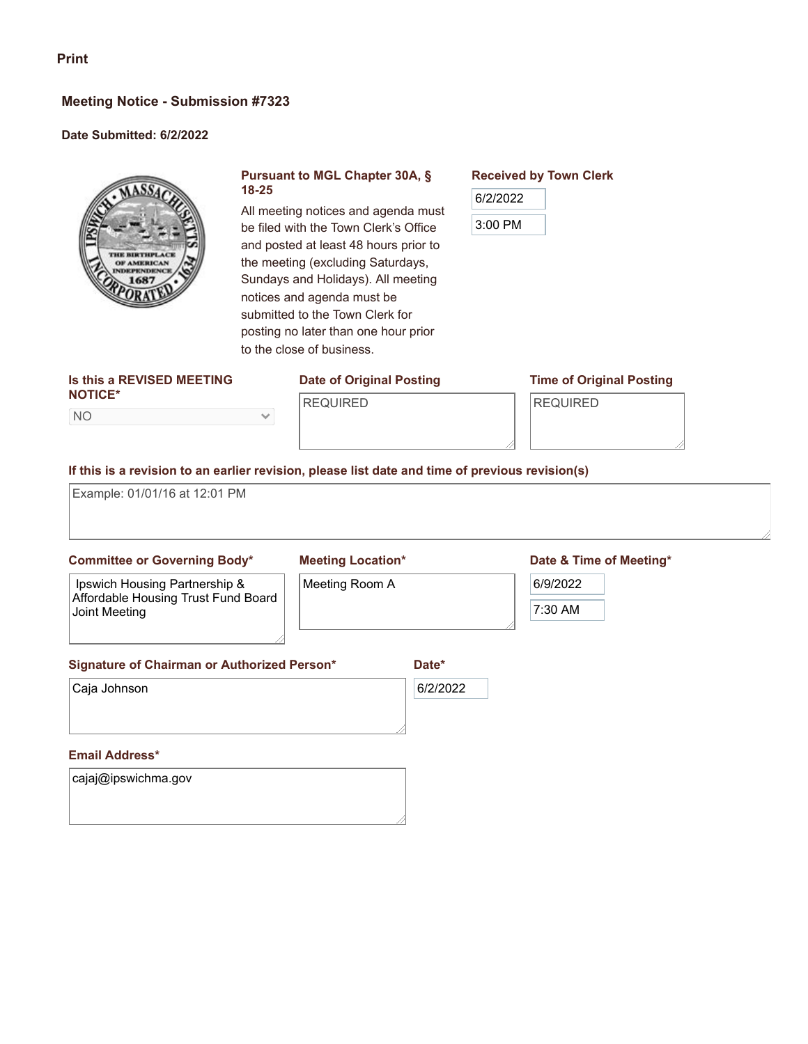Print

## Meeting Notice - Submission #7323

**Date Submitted: 6/2/2022**

**Pursuant to MGL Chapter 30A, § 18-25**

All meeting notices and agenda must be filed with the Town Clerk's Office and posted at least 48 hours prior to the meeting (excluding Saturdays, Sundays and Holidays). All meeting notices and agenda must be submitted to the Town Clerk for posting no later than one hour prior to the close of business.

**Received by Town Clerk**

6/2/2022

3:00 PM

**Is this a REVISED MEETING NOTICE\***

NO

**Date of Original Posting**

REQUIRED

**Time of Original Posting**

REQUIRED

**If this is a revision to an earlier revision, please list date and time of previous revision(s)**

Example: 01/01/16 at 12:01 PM

**Committee or Governing Body\***

Ipswich Housing Partnership & Affordable Housing Trust Fund Board Joint Meeting

**Meeting Location\***

Meeting Room A

**Date & Time of Meeting\***

6/9/2022

7:30 AM

**Signature of Chairman or Authorized Person\***

Caja Johnson

**Date\***

6/2/2022

**Email Address\***

cajaj@ipswichma.gov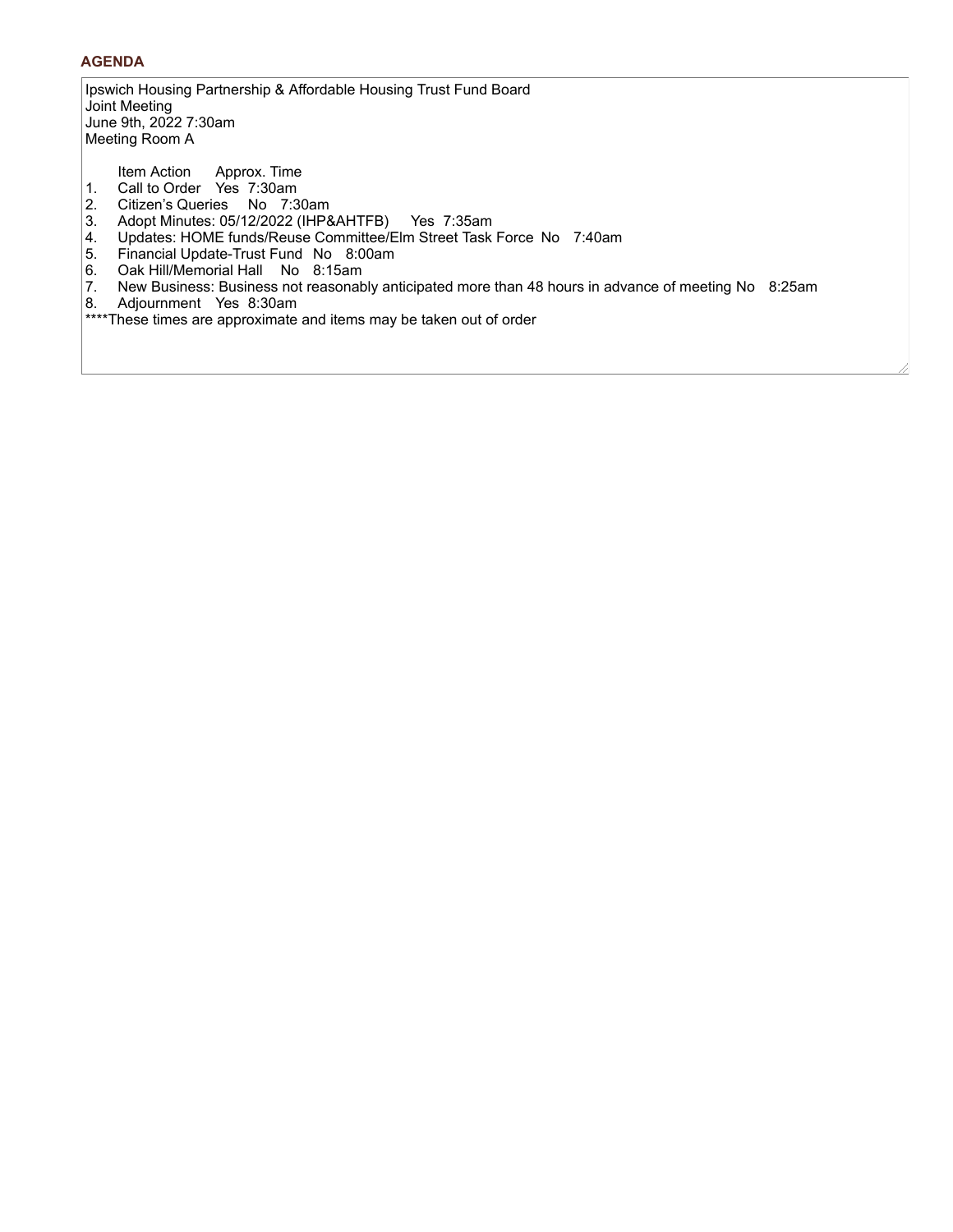## AGENDA

Ipswich Housing Partnership & Affordable Housing Trust Fund Board
Joint Meeting
June 9th, 2022 7:30am
Meeting Room A

Item Action Approx. Time

1. Call to Order Yes 7:30am
2. Citizen's Queries No 7:30am
3. Adopt Minutes: 05/12/2022 (IHP&AHTFB) Yes 7:35am
4. Updates: HOME funds/Reuse Committee/Elm Street Task Force No 7:40am
5. Financial Update-Trust Fund No 8:00am
6. Oak Hill/Memorial Hall No 8:15am
7. New Business: Business not reasonably anticipated more than 48 hours in advance of meeting No 8:25am
8. Adjournment Yes 8:30am

****These times are approximate and items may be taken out of order